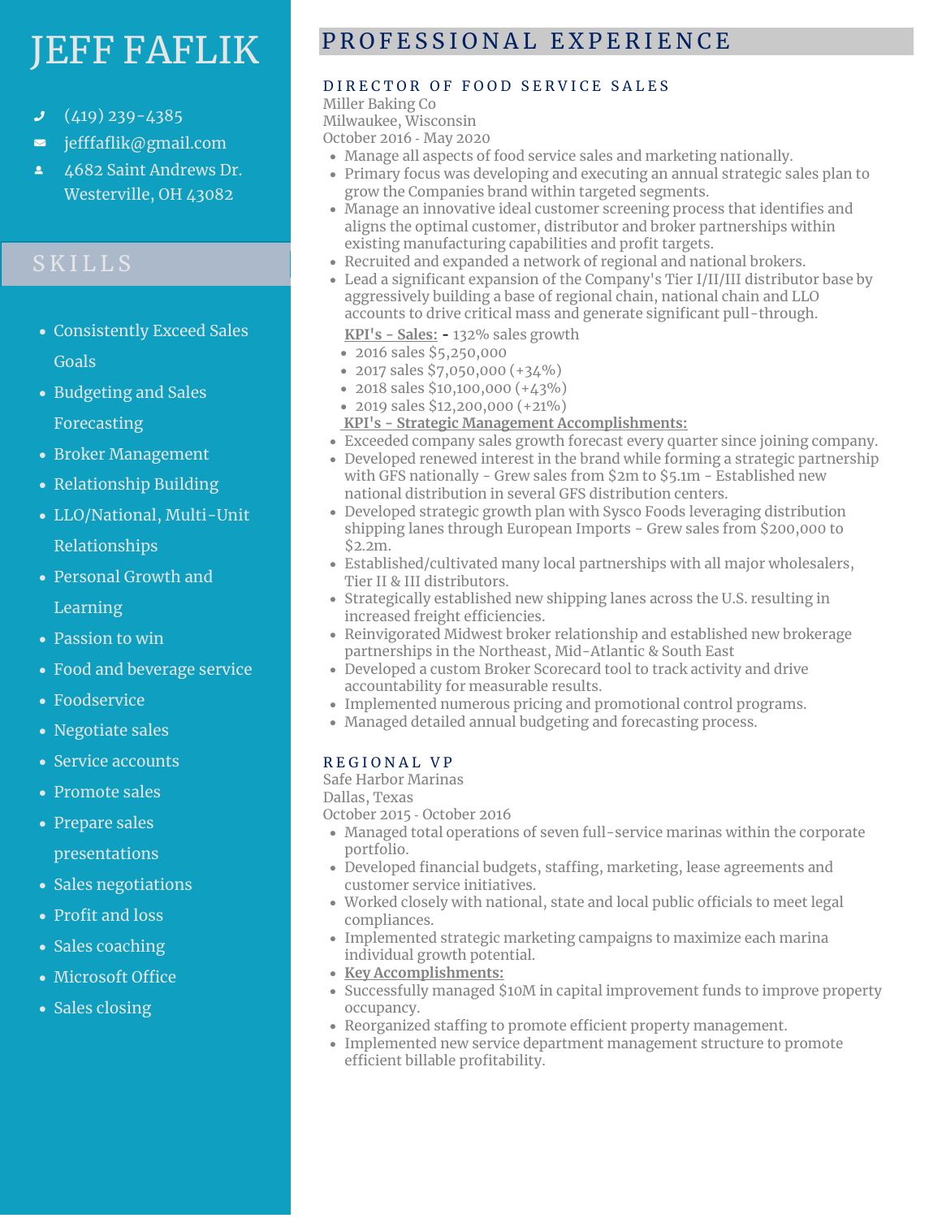# JEFF FAFLIK

- (419) 239-4385
- jefffaflik@gmail.com
- 4682 Saint Andrews Dr. Westerville, OH 43082

## SKILLS

- Consistently Exceed Sales Goals
- Budgeting and Sales Forecasting
- Broker Management
- Relationship Building
- LLO/National, Multi-Unit Relationships
- Personal Growth and Learning
- Passion to win
- Food and beverage service
- Foodservice
- Negotiate sales
- Service accounts
- Promote sales
- Prepare sales presentations
- Sales negotiations
- Profit and loss
- Sales coaching
- Microsoft Office
- Sales closing

## PROFESSIONAL EXPERIENCE

### DIRECTOR OF FOOD SERVICE SALES

Miller Baking Co
Milwaukee, Wisconsin
October 2016 - May 2020

- Manage all aspects of food service sales and marketing nationally.
- Primary focus was developing and executing an annual strategic sales plan to grow the Companies brand within targeted segments.
- Manage an innovative ideal customer screening process that identifies and aligns the optimal customer, distributor and broker partnerships within existing manufacturing capabilities and profit targets.
- Recruited and expanded a network of regional and national brokers.
- Lead a significant expansion of the Company's Tier I/II/III distributor base by aggressively building a base of regional chain, national chain and LLO accounts to drive critical mass and generate significant pull-through.

**KPI's - Sales:** **-** 132% sales growth

- 2016 sales $5,250,000
- 2017 sales $7,050,000 (+34%)
- 2018 sales $10,100,000 (+43%)
- 2019 sales $12,200,000 (+21%)

**KPI's - Strategic Management Accomplishments:**

- Exceeded company sales growth forecast every quarter since joining company.
- Developed renewed interest in the brand while forming a strategic partnership with GFS nationally - Grew sales from $2m to $5.1m - Established new national distribution in several GFS distribution centers.
- Developed strategic growth plan with Sysco Foods leveraging distribution shipping lanes through European Imports - Grew sales from $200,000 to $2.2m.
- Established/cultivated many local partnerships with all major wholesalers, Tier II & III distributors.
- Strategically established new shipping lanes across the U.S. resulting in increased freight efficiencies.
- Reinvigorated Midwest broker relationship and established new brokerage partnerships in the Northeast, Mid-Atlantic & South East
- Developed a custom Broker Scorecard tool to track activity and drive accountability for measurable results.
- Implemented numerous pricing and promotional control programs.
- Managed detailed annual budgeting and forecasting process.

### REGIONAL VP

Safe Harbor Marinas
Dallas, Texas
October 2015 - October 2016

- Managed total operations of seven full-service marinas within the corporate portfolio.
- Developed financial budgets, staffing, marketing, lease agreements and customer service initiatives.
- Worked closely with national, state and local public officials to meet legal compliances.
- Implemented strategic marketing campaigns to maximize each marina individual growth potential.
- **Key Accomplishments:**
- Successfully managed $10M in capital improvement funds to improve property occupancy.
- Reorganized staffing to promote efficient property management.
- Implemented new service department management structure to promote efficient billable profitability.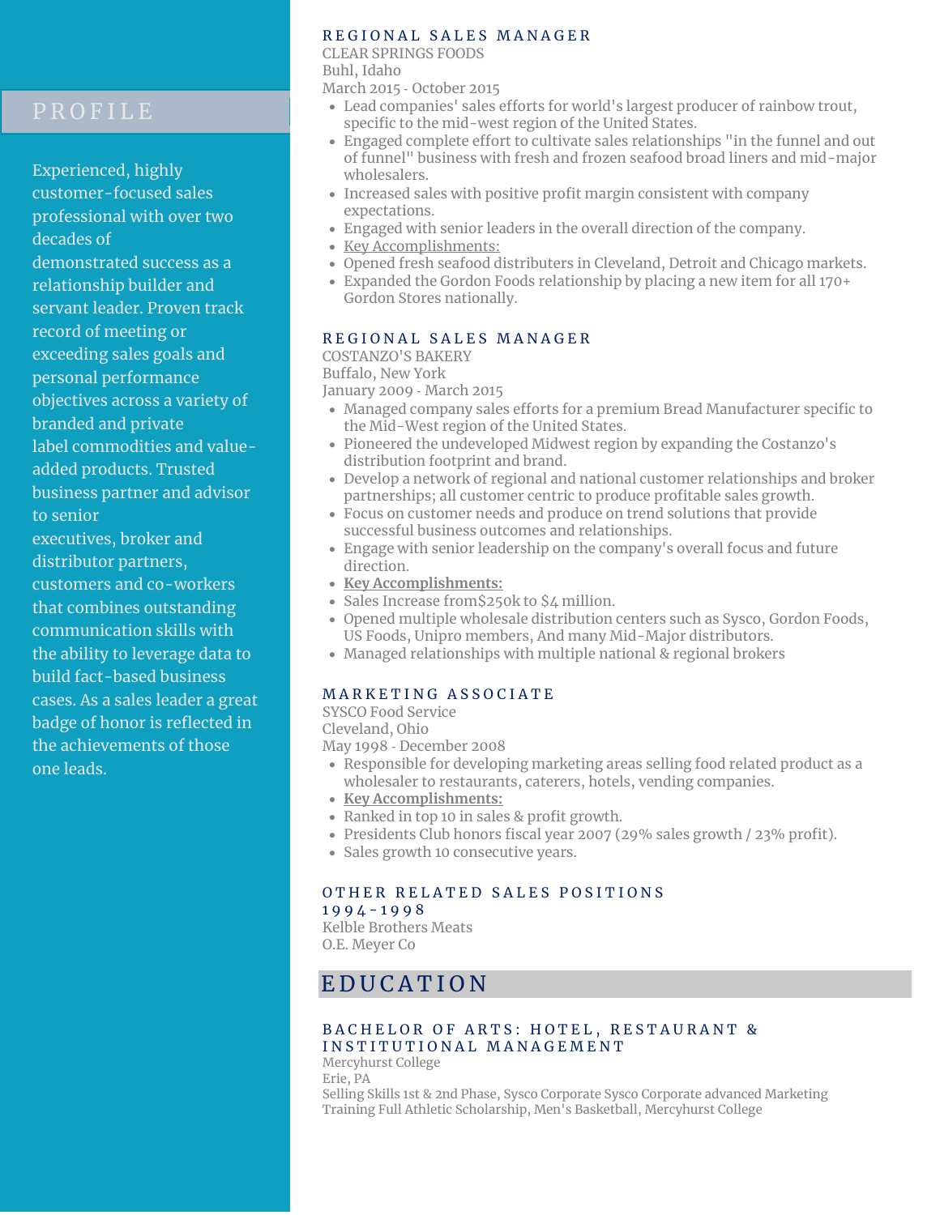## PROFILE

Experienced, highly customer-focused sales professional with over two decades of demonstrated success as a relationship builder and servant leader. Proven track record of meeting or exceeding sales goals and personal performance objectives across a variety of branded and private label commodities and value-added products. Trusted business partner and advisor to senior executives, broker and distributor partners, customers and co-workers that combines outstanding communication skills with the ability to leverage data to build fact-based business cases. As a sales leader a great badge of honor is reflected in the achievements of those one leads.

### REGIONAL SALES MANAGER

CLEAR SPRINGS FOODS
Buhl, Idaho
March 2015 - October 2015

- Lead companies' sales efforts for world's largest producer of rainbow trout, specific to the mid-west region of the United States.
- Engaged complete effort to cultivate sales relationships "in the funnel and out of funnel" business with fresh and frozen seafood broad liners and mid-major wholesalers.
- Increased sales with positive profit margin consistent with company expectations.
- Engaged with senior leaders in the overall direction of the company.
- Key Accomplishments:
- Opened fresh seafood distributers in Cleveland, Detroit and Chicago markets.
- Expanded the Gordon Foods relationship by placing a new item for all 170+ Gordon Stores nationally.

### REGIONAL SALES MANAGER

COSTANZO'S BAKERY
Buffalo, New York
January 2009 - March 2015

- Managed company sales efforts for a premium Bread Manufacturer specific to the Mid-West region of the United States.
- Pioneered the undeveloped Midwest region by expanding the Costanzo's distribution footprint and brand.
- Develop a network of regional and national customer relationships and broker partnerships; all customer centric to produce profitable sales growth.
- Focus on customer needs and produce on trend solutions that provide successful business outcomes and relationships.
- Engage with senior leadership on the company's overall focus and future direction.
- **Key Accomplishments:**
- Sales Increase from$250k to $4 million.
- Opened multiple wholesale distribution centers such as Sysco, Gordon Foods, US Foods, Unipro members, And many Mid-Major distributors.
- Managed relationships with multiple national & regional brokers

### MARKETING ASSOCIATE

SYSCO Food Service
Cleveland, Ohio
May 1998 - December 2008

- Responsible for developing marketing areas selling food related product as a wholesaler to restaurants, caterers, hotels, vending companies.
- **Key Accomplishments:**
- Ranked in top 10 in sales & profit growth.
- Presidents Club honors fiscal year 2007 (29% sales growth / 23% profit).
- Sales growth 10 consecutive years.

### OTHER RELATED SALES POSITIONS 1994-1998

Kelble Brothers Meats
O.E. Meyer Co

## EDUCATION

### BACHELOR OF ARTS: HOTEL, RESTAURANT & INSTITUTIONAL MANAGEMENT

Mercyhurst College
Erie, PA
Selling Skills 1st & 2nd Phase, Sysco Corporate Sysco Corporate advanced Marketing Training Full Athletic Scholarship, Men's Basketball, Mercyhurst College